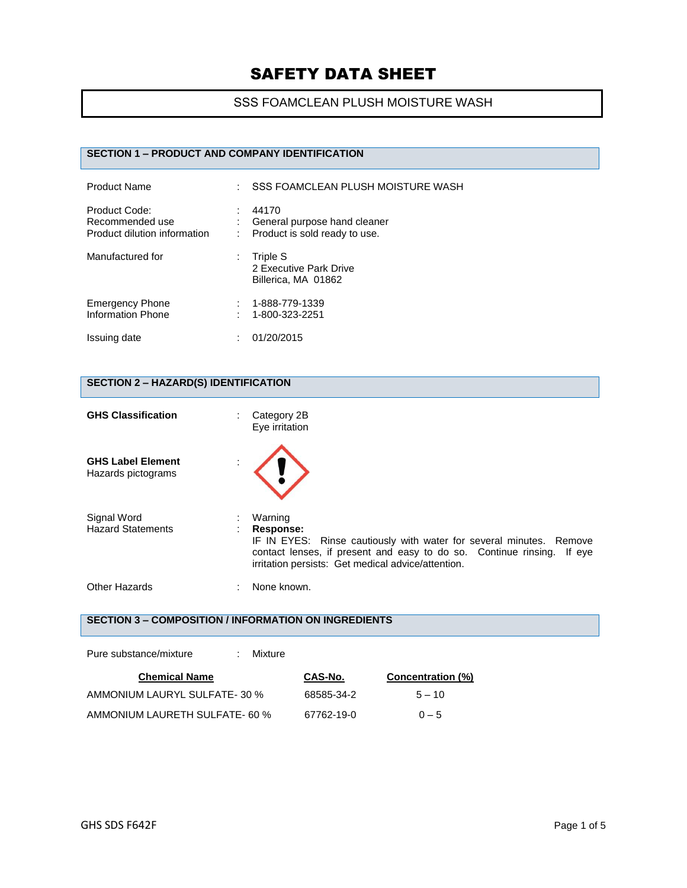# SAFETY DATA SHEET

## SSS FOAMCLEAN PLUSH MOISTURE WASH

## SECTION 1 – PRODUCT AND COMPANY IDENTIFICATION

| | | |
|---|---|---|
| Product Name | : | SSS FOAMCLEAN PLUSH MOISTURE WASH |
| Product Code: | : | 44170 |
| Recommended use | : | General purpose hand cleaner |
| Product dilution information | : | Product is sold ready to use. |
| Manufactured for | : | Triple S<br>2 Executive Park Drive<br>Billerica, MA 01862 |
| Emergency Phone | : | 1-888-779-1339 |
| Information Phone | : | 1-800-323-2251 |
| Issuing date | : | 01/20/2015 |

## SECTION 2 – HAZARD(S) IDENTIFICATION

| | | |
|---|---|---|
| **GHS Classification** | : | Category 2B<br>Eye irritation |
| **GHS Label Element**<br>Hazards pictograms | : | |
| Signal Word | : | Warning |
| Hazard Statements | : | **Response:**<br>IF IN EYES: Rinse cautiously with water for several minutes. Remove contact lenses, if present and easy to do so. Continue rinsing. If eye irritation persists: Get medical advice/attention. |
| Other Hazards | : | None known. |

## SECTION 3 – COMPOSITION / INFORMATION ON INGREDIENTS

Pure substance/mixture : Mixture

| Chemical Name | CAS-No. | Concentration (%) |
|---|---|---|
| AMMONIUM LAURYL SULFATE- 30 % | 68585-34-2 | 5 – 10 |
| AMMONIUM LAURETH SULFATE- 60 % | 67762-19-0 | 0 – 5 |

GHS SDS F642F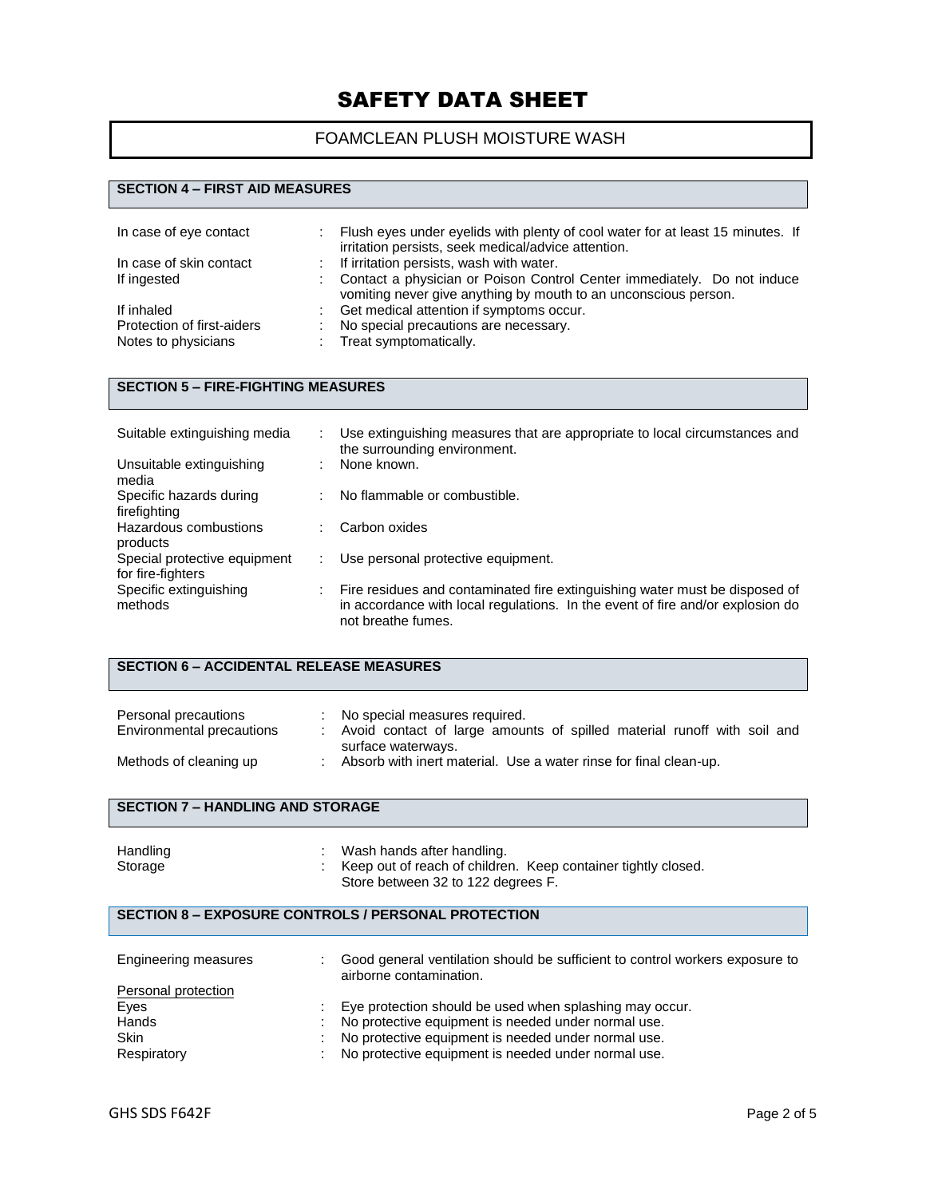# SAFETY DATA SHEET

FOAMCLEAN PLUSH MOISTURE WASH

## SECTION 4 – FIRST AID MEASURES

| | | |
|---|---|---|
| In case of eye contact | : | Flush eyes under eyelids with plenty of cool water for at least 15 minutes. If irritation persists, seek medical/advice attention. |
| In case of skin contact | : | If irritation persists, wash with water. |
| If ingested | : | Contact a physician or Poison Control Center immediately. Do not induce vomiting never give anything by mouth to an unconscious person. |
| If inhaled | : | Get medical attention if symptoms occur. |
| Protection of first-aiders | : | No special precautions are necessary. |
| Notes to physicians | : | Treat symptomatically. |

## SECTION 5 – FIRE-FIGHTING MEASURES

| | | |
|---|---|---|
| Suitable extinguishing media | : | Use extinguishing measures that are appropriate to local circumstances and the surrounding environment. |
| Unsuitable extinguishing media | : | None known. |
| Specific hazards during firefighting | : | No flammable or combustible. |
| Hazardous combustions products | : | Carbon oxides |
| Special protective equipment for fire-fighters | : | Use personal protective equipment. |
| Specific extinguishing methods | : | Fire residues and contaminated fire extinguishing water must be disposed of in accordance with local regulations. In the event of fire and/or explosion do not breathe fumes. |

## SECTION 6 – ACCIDENTAL RELEASE MEASURES

| | | |
|---|---|---|
| Personal precautions | : | No special measures required. |
| Environmental precautions | : | Avoid contact of large amounts of spilled material runoff with soil and surface waterways. |
| Methods of cleaning up | : | Absorb with inert material. Use a water rinse for final clean-up. |

## SECTION 7 – HANDLING AND STORAGE

| | | |
|---|---|---|
| Handling | : | Wash hands after handling. |
| Storage | : | Keep out of reach of children. Keep container tightly closed. Store between 32 to 122 degrees F. |

## SECTION 8 – EXPOSURE CONTROLS / PERSONAL PROTECTION

| | | |
|---|---|---|
| Engineering measures | : | Good general ventilation should be sufficient to control workers exposure to airborne contamination. |
| <u>Personal protection</u> | | |
| Eyes | : | Eye protection should be used when splashing may occur. |
| Hands | : | No protective equipment is needed under normal use. |
| Skin | : | No protective equipment is needed under normal use. |
| Respiratory | : | No protective equipment is needed under normal use. |

GHS SDS F642F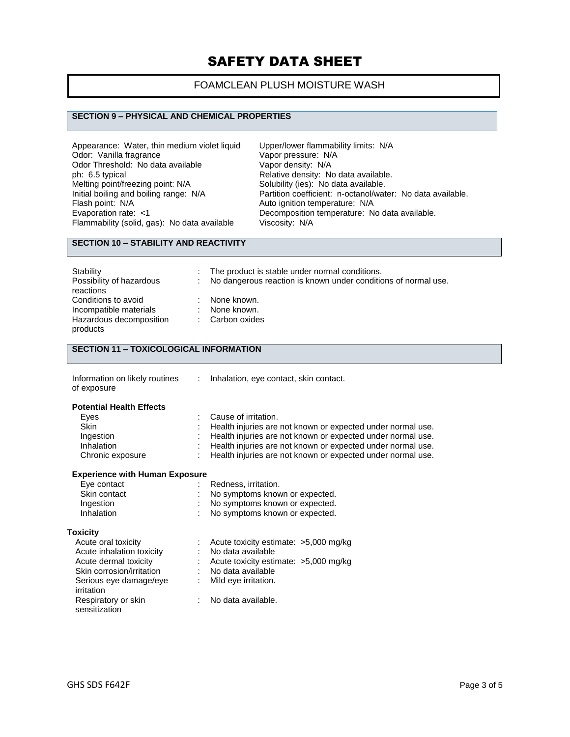# SAFETY DATA SHEET

## FOAMCLEAN PLUSH MOISTURE WASH

### SECTION 9 – PHYSICAL AND CHEMICAL PROPERTIES

Appearance: Water, thin medium violet liquid
Odor: Vanilla fragrance
Odor Threshold: No data available
ph: 6.5 typical
Melting point/freezing point: N/A
Initial boiling and boiling range: N/A
Flash point: N/A
Evaporation rate: <1
Flammability (solid, gas): No data available
Upper/lower flammability limits: N/A
Vapor pressure: N/A
Vapor density: N/A
Relative density: No data available.
Solubility (ies): No data available.
Partition coefficient: n-octanol/water: No data available.
Auto ignition temperature: N/A
Decomposition temperature: No data available.
Viscosity: N/A

### SECTION 10 – STABILITY AND REACTIVITY

| | | |
|---|---|---|
| Stability | : | The product is stable under normal conditions. |
| Possibility of hazardous reactions | : | No dangerous reaction is known under conditions of normal use. |
| Conditions to avoid | : | None known. |
| Incompatible materials | : | None known. |
| Hazardous decomposition products | : | Carbon oxides |

### SECTION 11 – TOXICOLOGICAL INFORMATION

| | | |
|---|---|---|
| Information on likely routines of exposure | : | Inhalation, eye contact, skin contact. |

**Potential Health Effects**

| | | |
|---|---|---|
| Eyes | : | Cause of irritation. |
| Skin | : | Health injuries are not known or expected under normal use. |
| Ingestion | : | Health injuries are not known or expected under normal use. |
| Inhalation | : | Health injuries are not known or expected under normal use. |
| Chronic exposure | : | Health injuries are not known or expected under normal use. |

**Experience with Human Exposure**

| | | |
|---|---|---|
| Eye contact | : | Redness, irritation. |
| Skin contact | : | No symptoms known or expected. |
| Ingestion | : | No symptoms known or expected. |
| Inhalation | : | No symptoms known or expected. |

**Toxicity**

| | | |
|---|---|---|
| Acute oral toxicity | : | Acute toxicity estimate: >5,000 mg/kg |
| Acute inhalation toxicity | : | No data available |
| Acute dermal toxicity | : | Acute toxicity estimate: >5,000 mg/kg |
| Skin corrosion/irritation | : | No data available |
| Serious eye damage/eye irritation | : | Mild eye irritation. |
| Respiratory or skin sensitization | : | No data available. |

GHS SDS F642F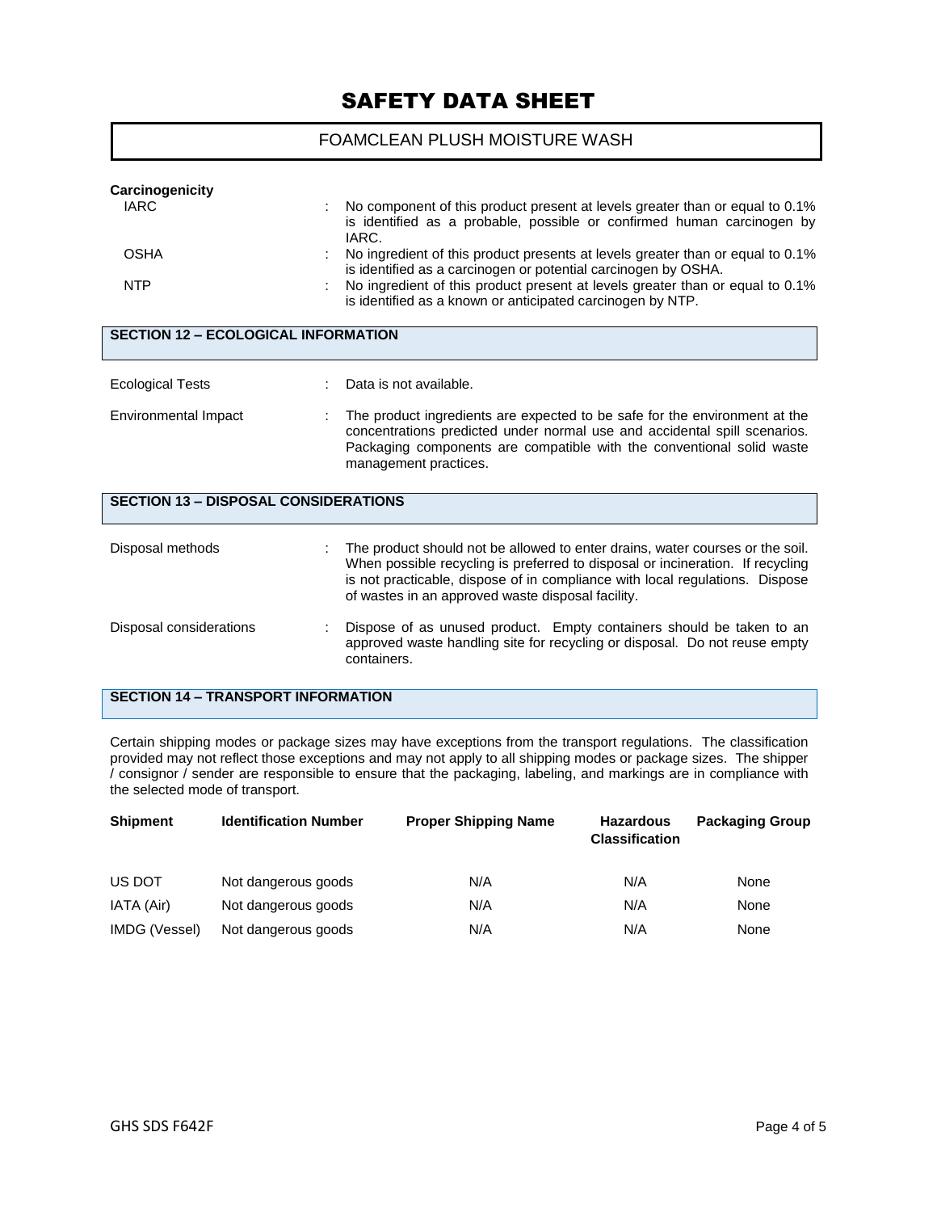**Carcinogenicity**

| | | |
|---|---|---|
| IARC | : | No component of this product present at levels greater than or equal to 0.1% is identified as a probable, possible or confirmed human carcinogen by IARC. |
| OSHA | : | No ingredient of this product presents at levels greater than or equal to 0.1% is identified as a carcinogen or potential carcinogen by OSHA. |
| NTP | : | No ingredient of this product present at levels greater than or equal to 0.1% is identified as a known or anticipated carcinogen by NTP. |

## SECTION 12 – ECOLOGICAL INFORMATION

| | | |
|---|---|---|
| Ecological Tests | : | Data is not available. |
| Environmental Impact | : | The product ingredients are expected to be safe for the environment at the concentrations predicted under normal use and accidental spill scenarios. Packaging components are compatible with the conventional solid waste management practices. |

## SECTION 13 – DISPOSAL CONSIDERATIONS

| | | |
|---|---|---|
| Disposal methods | : | The product should not be allowed to enter drains, water courses or the soil. When possible recycling is preferred to disposal or incineration. If recycling is not practicable, dispose of in compliance with local regulations. Dispose of wastes in an approved waste disposal facility. |
| Disposal considerations | : | Dispose of as unused product. Empty containers should be taken to an approved waste handling site for recycling or disposal. Do not reuse empty containers. |

## SECTION 14 – TRANSPORT INFORMATION

Certain shipping modes or package sizes may have exceptions from the transport regulations. The classification provided may not reflect those exceptions and may not apply to all shipping modes or package sizes. The shipper / consignor / sender are responsible to ensure that the packaging, labeling, and markings are in compliance with the selected mode of transport.

| Shipment | Identification Number | Proper Shipping Name | Hazardous Classification | Packaging Group |
|---|---|---|---|---|
| US DOT | Not dangerous goods | N/A | N/A | None |
| IATA (Air) | Not dangerous goods | N/A | N/A | None |
| IMDG (Vessel) | Not dangerous goods | N/A | N/A | None |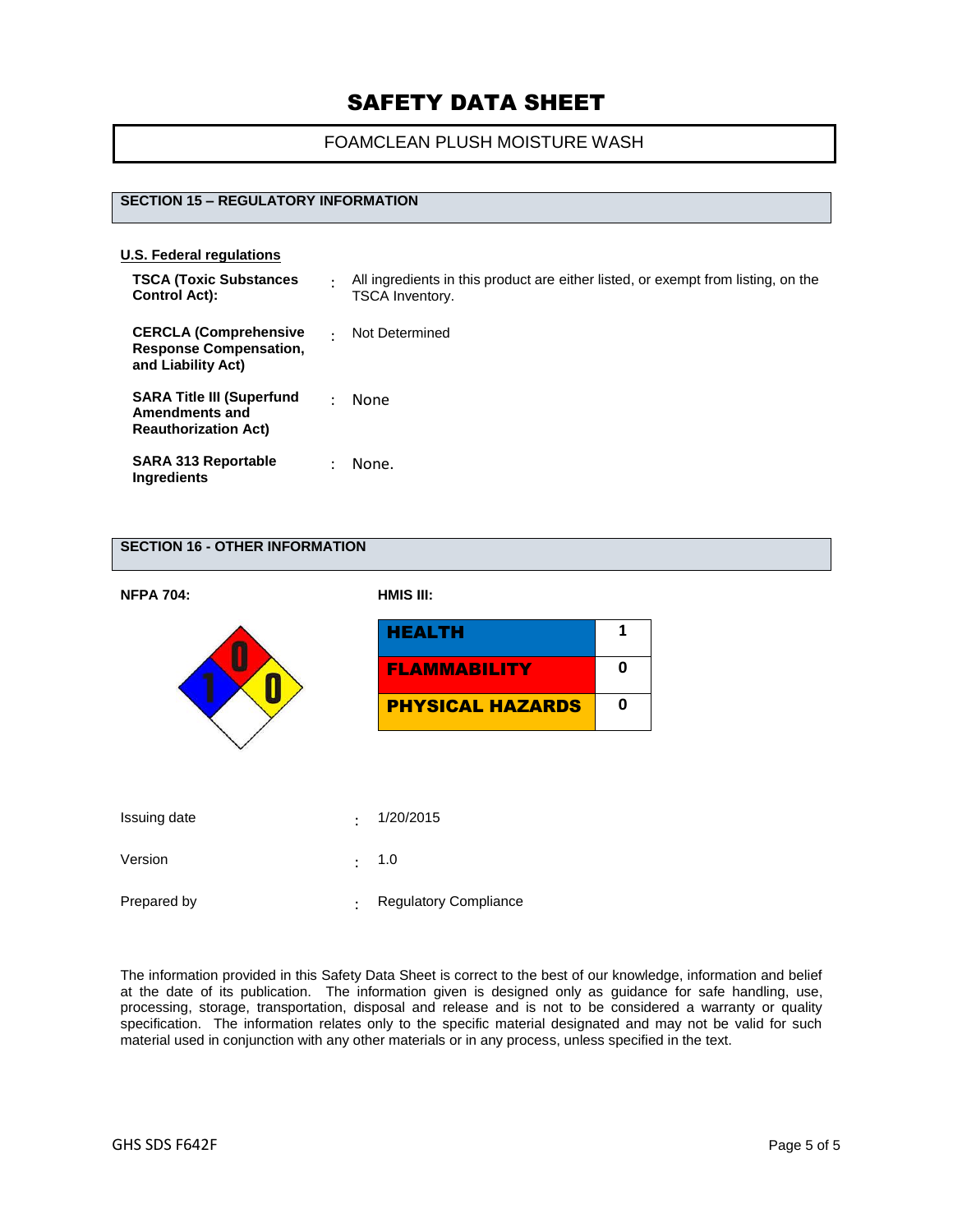# SAFETY DATA SHEET

FOAMCLEAN PLUSH MOISTURE WASH

## SECTION 15 – REGULATORY INFORMATION

**U.S. Federal regulations**

| | | |
|---|---|---|
| **TSCA (Toxic Substances Control Act):** | : | All ingredients in this product are either listed, or exempt from listing, on the TSCA Inventory. |
| **CERCLA (Comprehensive Response Compensation, and Liability Act)** | : | Not Determined |
| **SARA Title III (Superfund Amendments and Reauthorization Act)** | : | None |
| **SARA 313 Reportable Ingredients** | : | None. |

## SECTION 16 - OTHER INFORMATION

**NFPA 704:**

0
1
0

**HMIS III:**

| | |
|---|---|
| HEALTH | 1 |
| FLAMMABILITY | 0 |
| PHYSICAL HAZARDS | 0 |

| | | |
|---|---|---|
| Issuing date | : | 1/20/2015 |
| Version | : | 1.0 |
| Prepared by | : | Regulatory Compliance |

The information provided in this Safety Data Sheet is correct to the best of our knowledge, information and belief at the date of its publication. The information given is designed only as guidance for safe handling, use, processing, storage, transportation, disposal and release and is not to be considered a warranty or quality specification. The information relates only to the specific material designated and may not be valid for such material used in conjunction with any other materials or in any process, unless specified in the text.

GHS SDS F642F